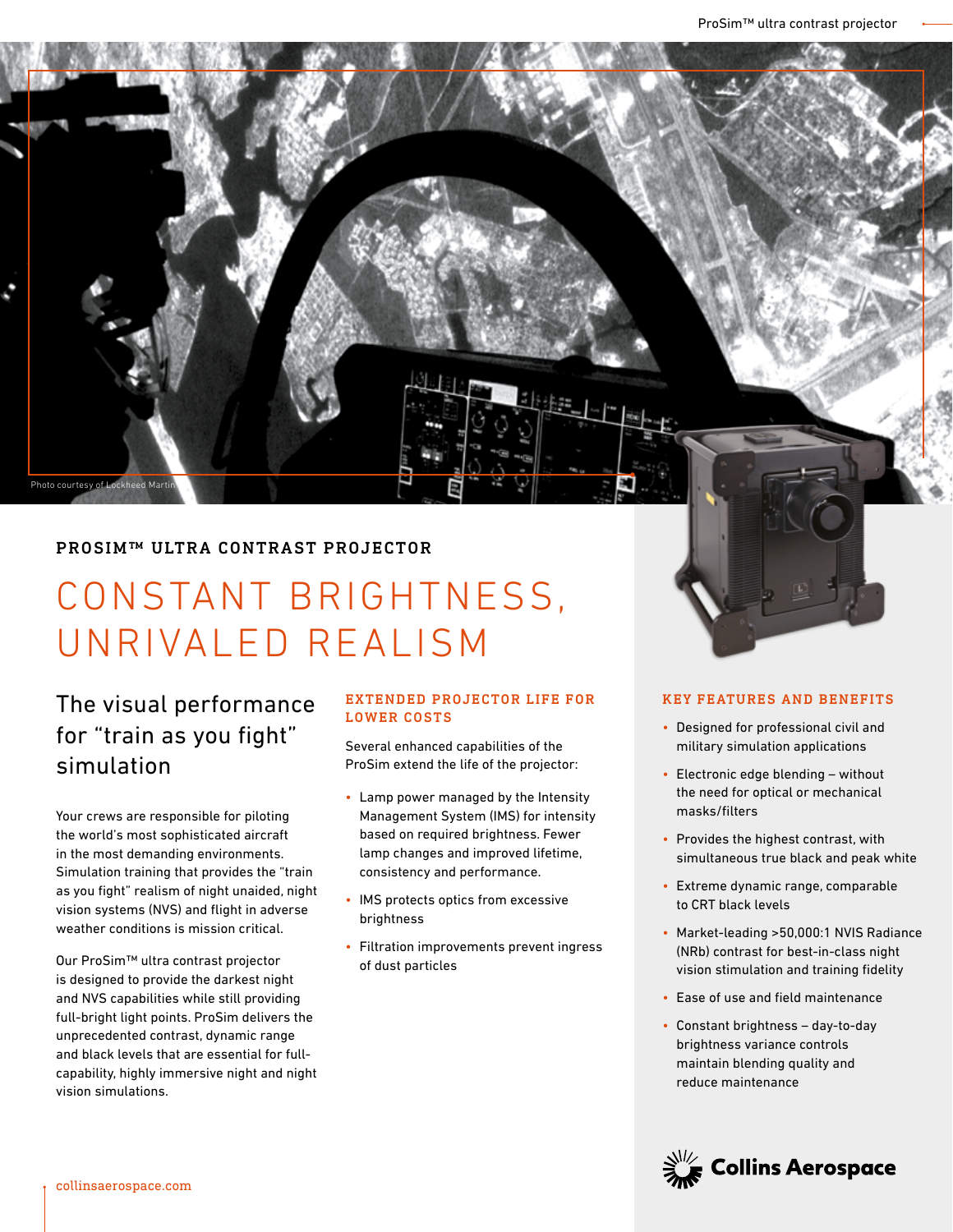Photo courtesy of Lockheed Martin

## PROSIM™ ULTRA CONTRAST PROJECTOR

# CONSTANT BRIGHTNESS, UNRIVALED REALISM

### The visual performance for "train as you fight" simulation

Your crews are responsible for piloting the world's most sophisticated aircraft in the most demanding environments. Simulation training that provides the "train as you fight" realism of night unaided, night vision systems (NVS) and flight in adverse weather conditions is mission critical.

Our ProSim™ ultra contrast projector is designed to provide the darkest night and NVS capabilities while still providing full-bright light points. ProSim delivers the unprecedented contrast, dynamic range and black levels that are essential for full-capability, highly immersive night and night vision simulations.

### EXTENDED PROJECTOR LIFE FOR LOWER COSTS

Several enhanced capabilities of the ProSim extend the life of the projector:

- Lamp power managed by the Intensity Management System (IMS) for intensity based on required brightness. Fewer lamp changes and improved lifetime, consistency and performance.
- IMS protects optics from excessive brightness
- Filtration improvements prevent ingress of dust particles

### KEY FEATURES AND BENEFITS

- Designed for professional civil and military simulation applications
- Electronic edge blending – without the need for optical or mechanical masks/filters
- Provides the highest contrast, with simultaneous true black and peak white
- Extreme dynamic range, comparable to CRT black levels
- Market-leading >50,000:1 NVIS Radiance (NRb) contrast for best-in-class night vision stimulation and training fidelity
- Ease of use and field maintenance
- Constant brightness – day-to-day brightness variance controls maintain blending quality and reduce maintenance

Collins Aerospace

collinsaerospace.com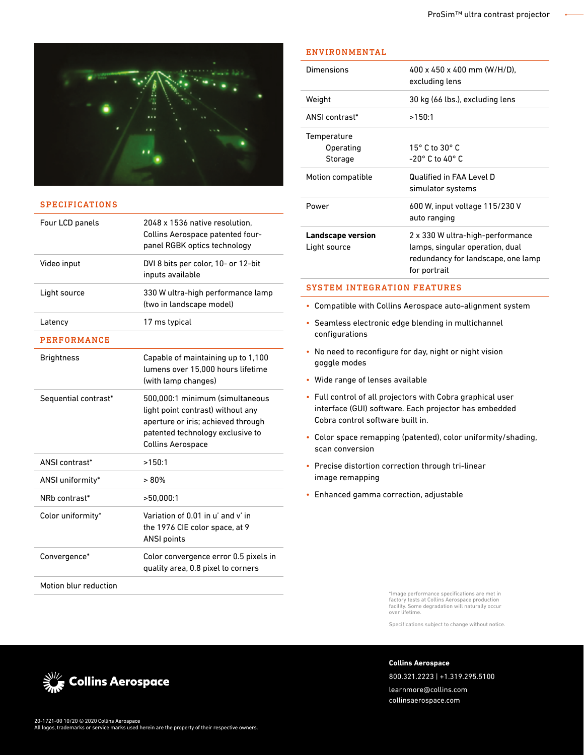## SPECIFICATIONS

| | |
|---|---|
| Four LCD panels | 2048 x 1536 native resolution, Collins Aerospace patented four-panel RGBK optics technology |
| Video input | DVI 8 bits per color, 10- or 12-bit inputs available |
| Light source | 330 W ultra-high performance lamp (two in landscape model) |
| Latency | 17 ms typical |

## PERFORMANCE

| | |
|---|---|
| Brightness | Capable of maintaining up to 1,100 lumens over 15,000 hours lifetime (with lamp changes) |
| Sequential contrast* | 500,000:1 minimum (simultaneous light point contrast) without any aperture or iris; achieved through patented technology exclusive to Collins Aerospace |
| ANSI contrast* | >150:1 |
| ANSI uniformity* | > 80% |
| NRb contrast* | >50,000:1 |
| Color uniformity* | Variation of 0.01 in u' and v' in the 1976 CIE color space, at 9 ANSI points |
| Convergence* | Color convergence error 0.5 pixels in quality area, 0.8 pixel to corners |
| Motion blur reduction | |

## ENVIRONMENTAL

| | |
|---|---|
| Dimensions | 400 x 450 x 400 mm (W/H/D), excluding lens |
| Weight | 30 kg (66 lbs.), excluding lens |
| ANSI contrast* | >150:1 |
| Temperature<br>Operating<br>Storage | <br>15° C to 30° C<br>-20° C to 40° C |
| Motion compatible | Qualified in FAA Level D simulator systems |
| Power | 600 W, input voltage 115/230 V auto ranging |
| **Landscape version**<br>Light source | 2 x 330 W ultra-high-performance lamps, singular operation, dual redundancy for landscape, one lamp for portrait |

## SYSTEM INTEGRATION FEATURES

- Compatible with Collins Aerospace auto-alignment system
- Seamless electronic edge blending in multichannel configurations
- No need to reconfigure for day, night or night vision goggle modes
- Wide range of lenses available
- Full control of all projectors with Cobra graphical user interface (GUI) software. Each projector has embedded Cobra control software built in.
- Color space remapping (patented), color uniformity/shading, scan conversion
- Precise distortion correction through tri-linear image remapping
- Enhanced gamma correction, adjustable

*Image performance specifications are met in factory tests at Collins Aerospace production facility. Some degradation will naturally occur over lifetime.

Specifications subject to change without notice.

Collins Aerospace

**Collins Aerospace**
800.321.2223 | +1.319.295.5100
learnmore@collins.com
collinsaerospace.com

20-1721-00 10/20 © 2020 Collins Aerospace
All logos, trademarks or service marks used herein are the property of their respective owners.